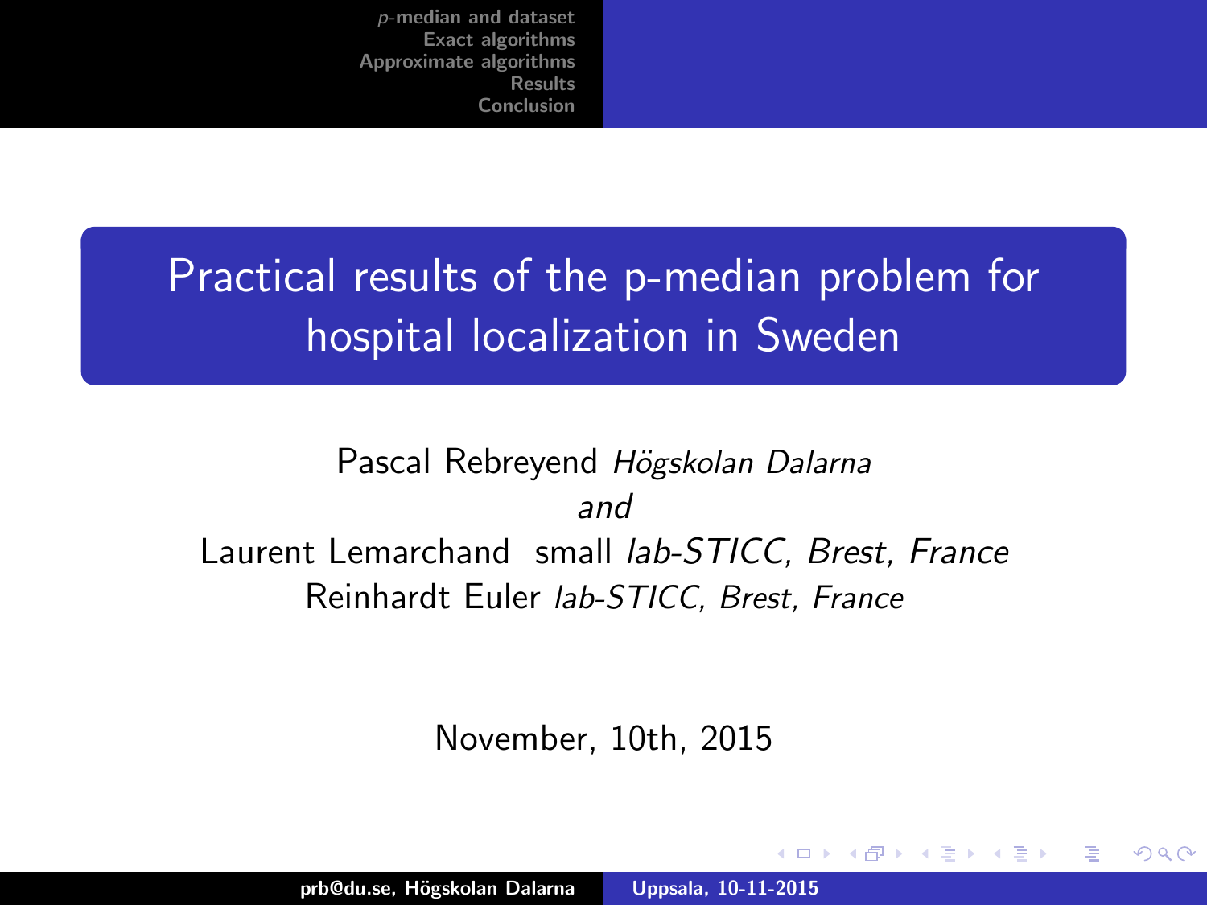# Practical results of the p-median problem for hospital localization in Sweden

Pascal Rebreyend *Högskolan Dalarna*

*and*

Laurent Lemarchand small *lab-STICC, Brest, France*

Reinhardt Euler *lab-STICC, Brest, France*

November, 10th, 2015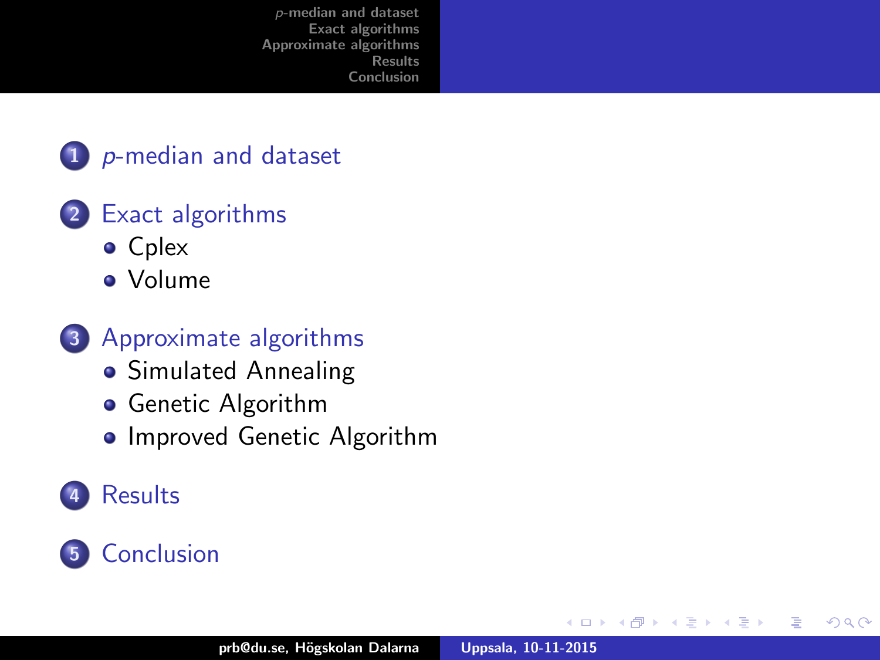1. *p*-median and dataset
2. Exact algorithms
   - Cplex
   - Volume
3. Approximate algorithms
   - Simulated Annealing
   - Genetic Algorithm
   - Improved Genetic Algorithm
4. Results
5. Conclusion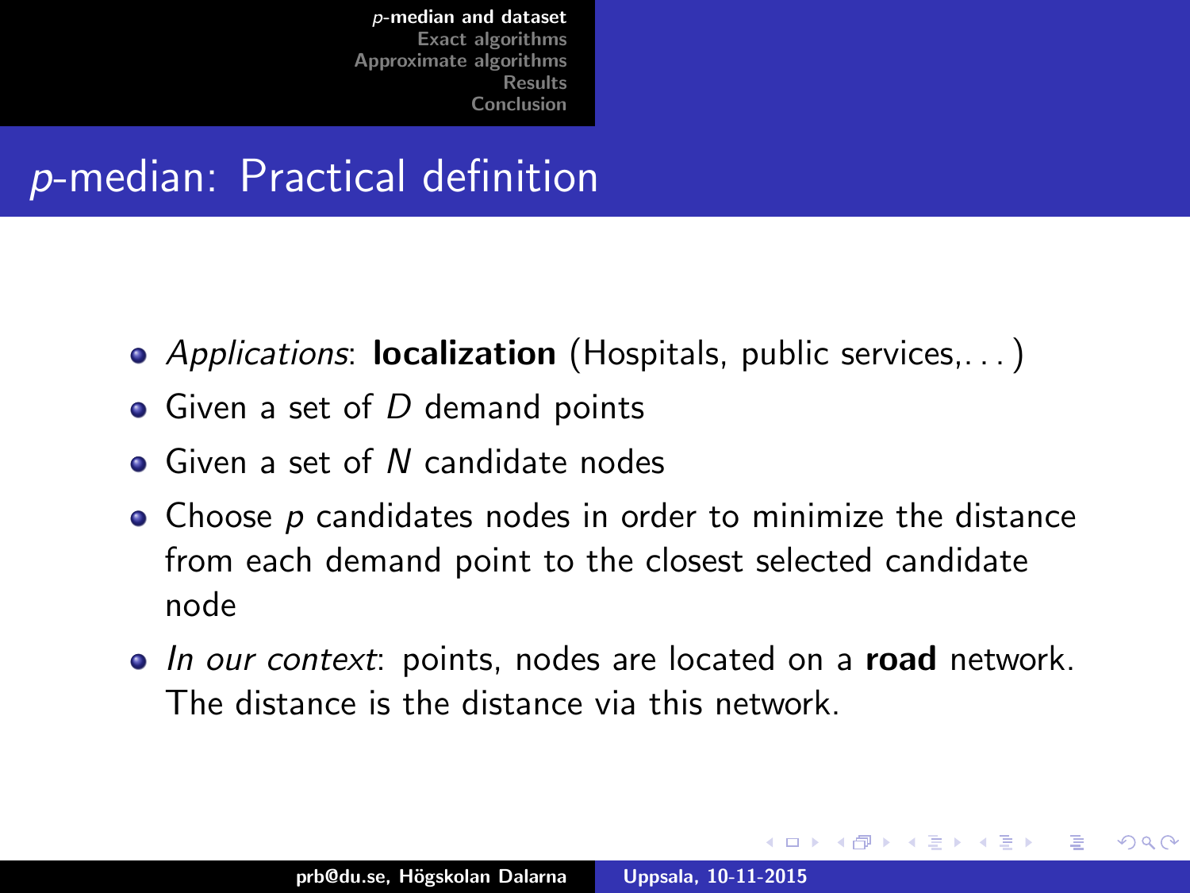# *p*-median: Practical definition

- *Applications*: **localization** (Hospitals, public services,. . . )
- Given a set of $D$ demand points
- Given a set of $N$ candidate nodes
- Choose $p$ candidates nodes in order to minimize the distance from each demand point to the closest selected candidate node
- *In our context*: points, nodes are located on a **road** network. The distance is the distance via this network.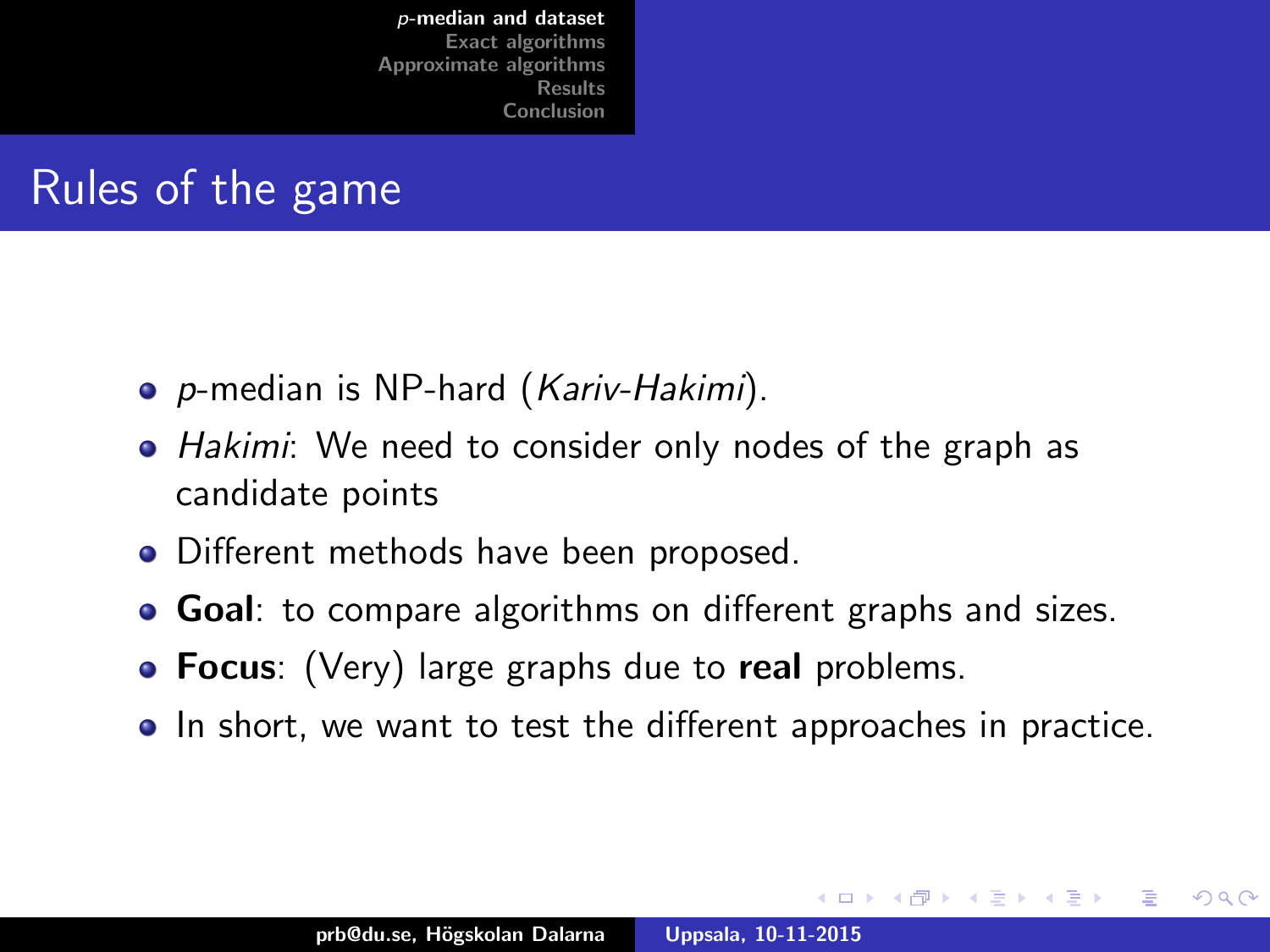# Rules of the game

- $p$-median is NP-hard (*Kariv-Hakimi*).
- *Hakimi*: We need to consider only nodes of the graph as candidate points
- Different methods have been proposed.
- **Goal**: to compare algorithms on different graphs and sizes.
- **Focus**: (Very) large graphs due to **real** problems.
- In short, we want to test the different approaches in practice.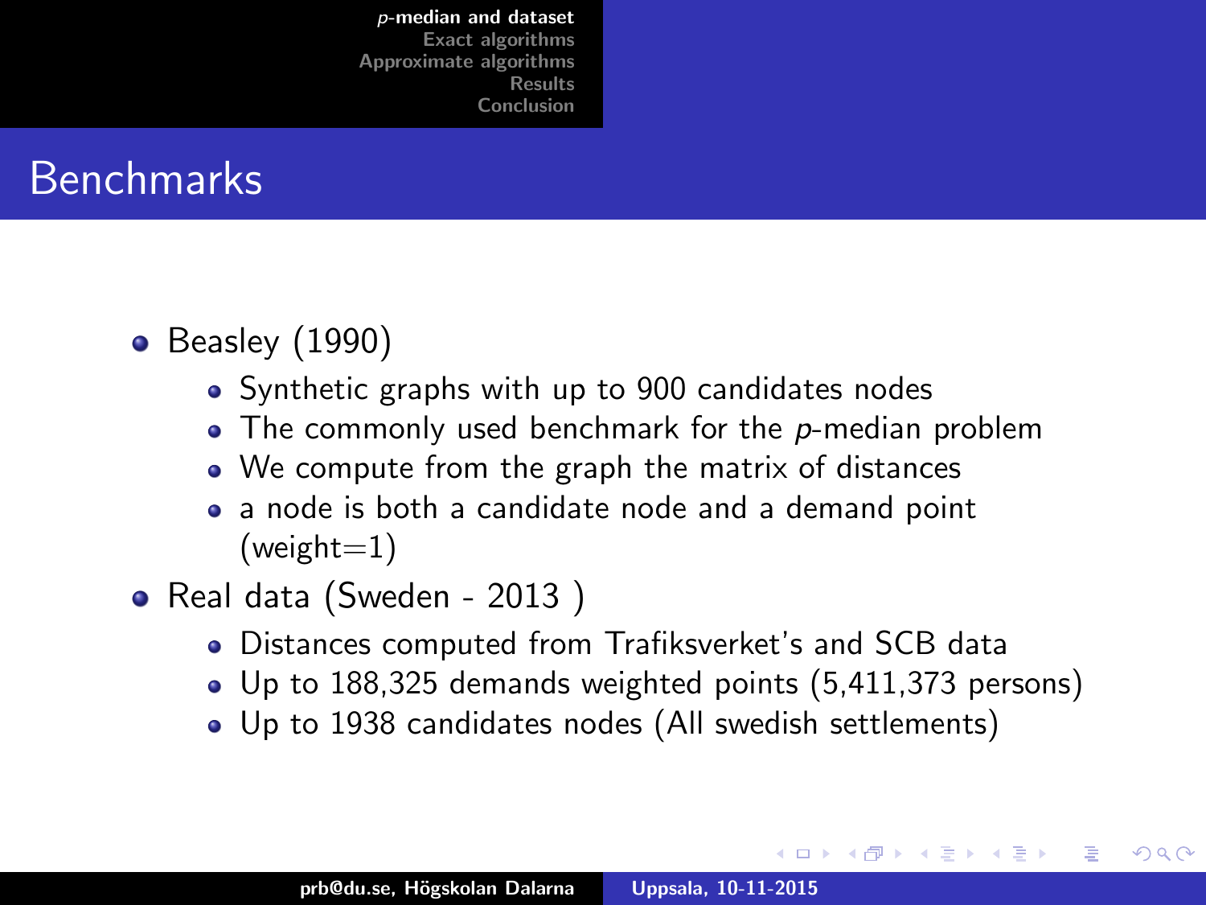# Benchmarks

- Beasley (1990)
  - Synthetic graphs with up to 900 candidates nodes
  - The commonly used benchmark for the $p$-median problem
  - We compute from the graph the matrix of distances
  - a node is both a candidate node and a demand point (weight=1)
- Real data (Sweden - 2013 )
  - Distances computed from Trafiksverket's and SCB data
  - Up to 188,325 demands weighted points (5,411,373 persons)
  - Up to 1938 candidates nodes (All swedish settlements)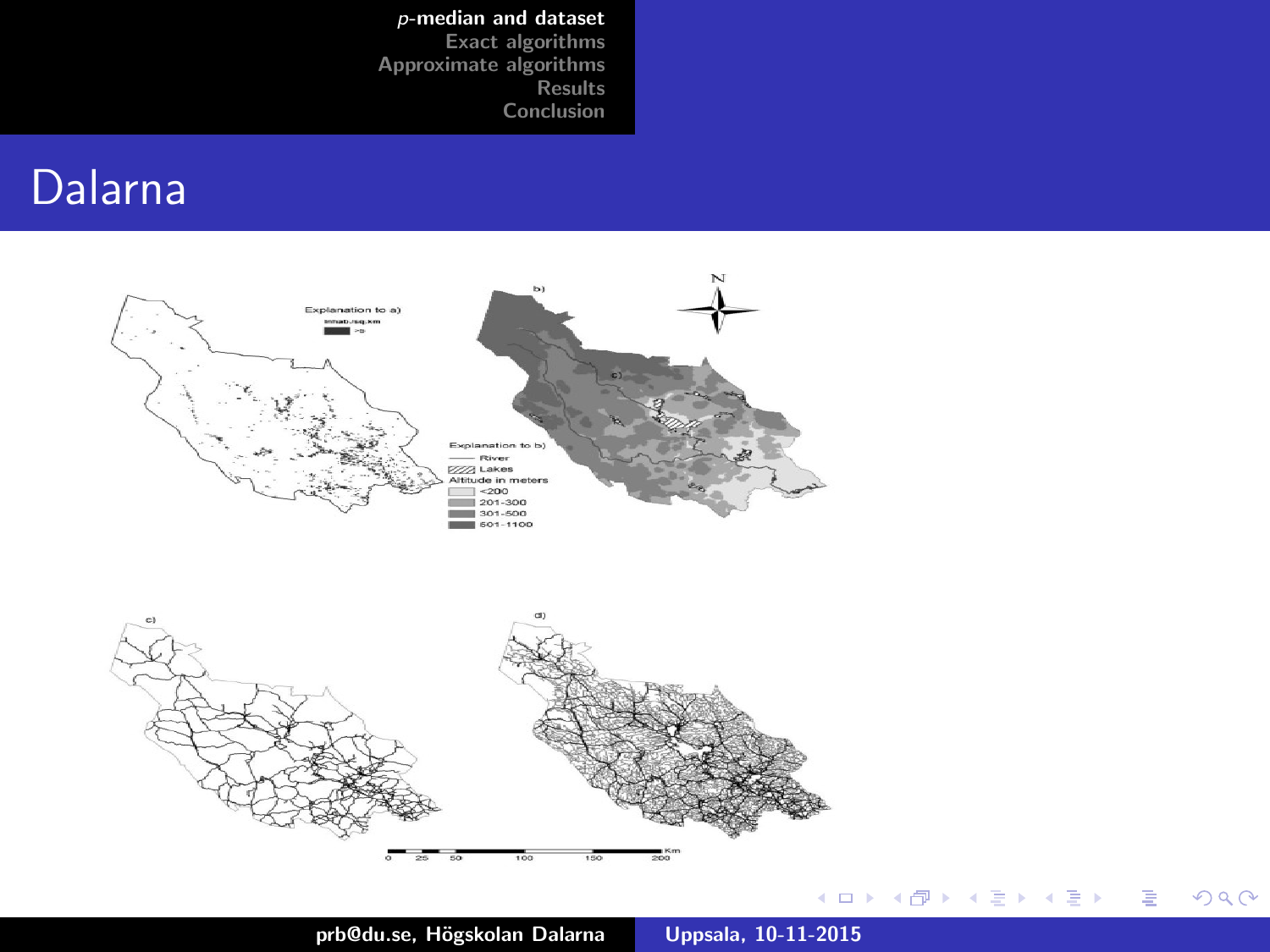# Dalarna

Explanation to a)

Inhab./sq.km

>5

b)

N

c)

Explanation to b)

River

Lakes

Altitude in meters

<200

201-300

301-500

501-1100

c)

d)

0 25 50 100 150 200 Km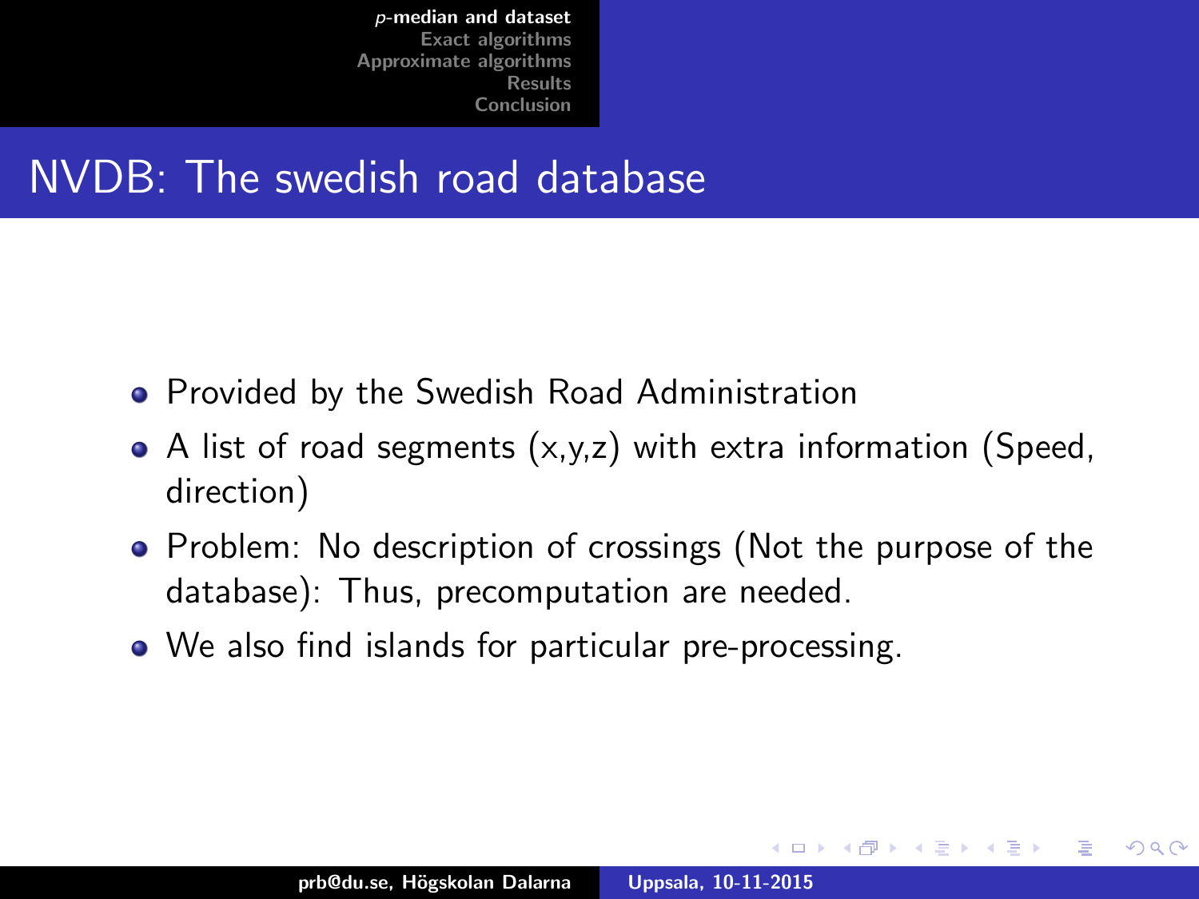# NVDB: The swedish road database

- Provided by the Swedish Road Administration
- A list of road segments (x,y,z) with extra information (Speed, direction)
- Problem: No description of crossings (Not the purpose of the database): Thus, precomputation are needed.
- We also find islands for particular pre-processing.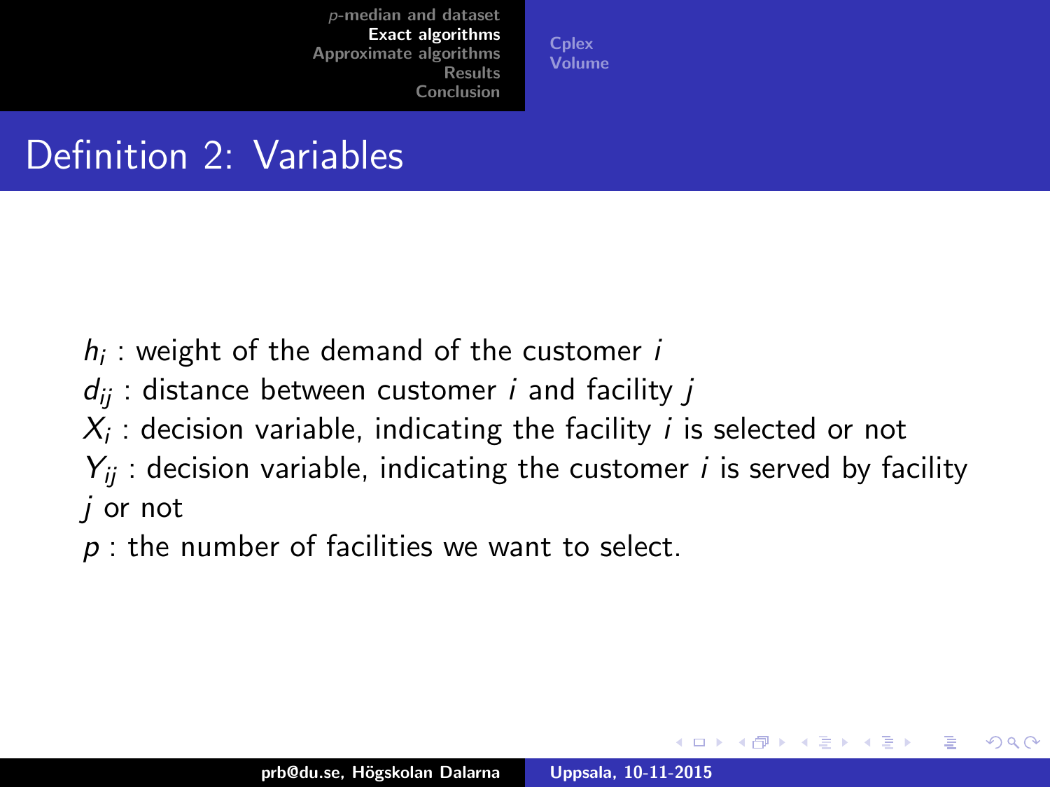# Definition 2: Variables

$h_i$ : weight of the demand of the customer $i$

$d_{ij}$ : distance between customer $i$ and facility $j$

$X_i$ : decision variable, indicating the facility $i$ is selected or not

$Y_{ij}$ : decision variable, indicating the customer $i$ is served by facility $j$ or not

$p$ : the number of facilities we want to select.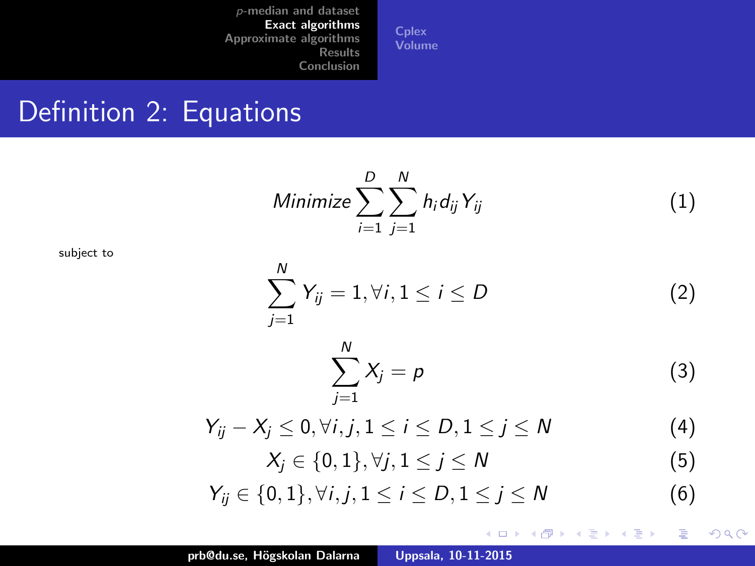# Definition 2: Equations

$$Minimize \sum_{i=1}^{D} \sum_{j=1}^{N} h_i d_{ij} Y_{ij} \tag{1}$$

subject to

$$\sum_{j=1}^{N} Y_{ij} = 1, \forall i, 1 \leq i \leq D \tag{2}$$

$$\sum_{j=1}^{N} X_j = p \tag{3}$$

$$Y_{ij} - X_j \leq 0, \forall i, j, 1 \leq i \leq D, 1 \leq j \leq N \tag{4}$$

$$X_j \in \{0, 1\}, \forall j, 1 \leq j \leq N \tag{5}$$

$$Y_{ij} \in \{0, 1\}, \forall i, j, 1 \leq i \leq D, 1 \leq j \leq N \tag{6}$$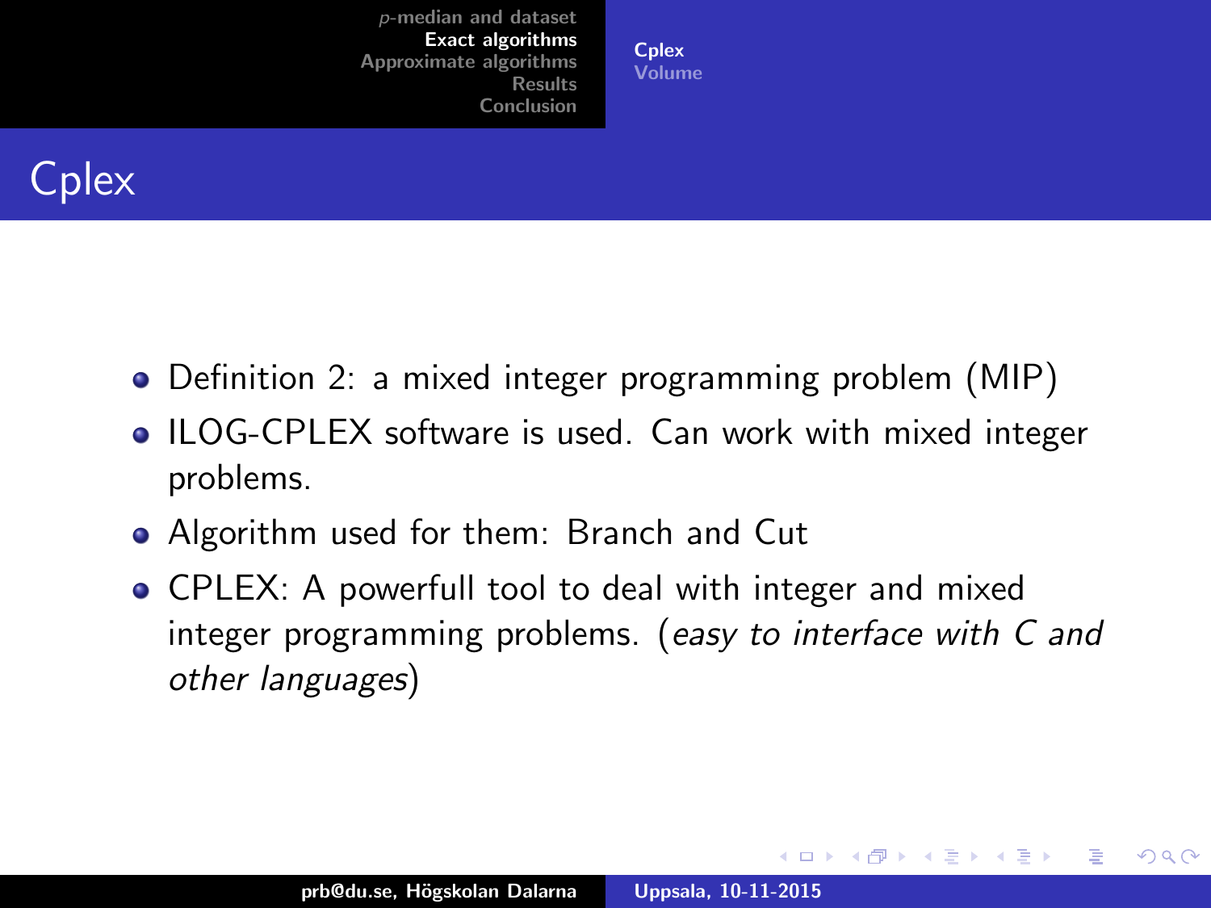# Cplex

- Definition 2: a mixed integer programming problem (MIP)
- ILOG-CPLEX software is used. Can work with mixed integer problems.
- Algorithm used for them: Branch and Cut
- CPLEX: A powerfull tool to deal with integer and mixed integer programming problems. (*easy to interface with C and other languages*)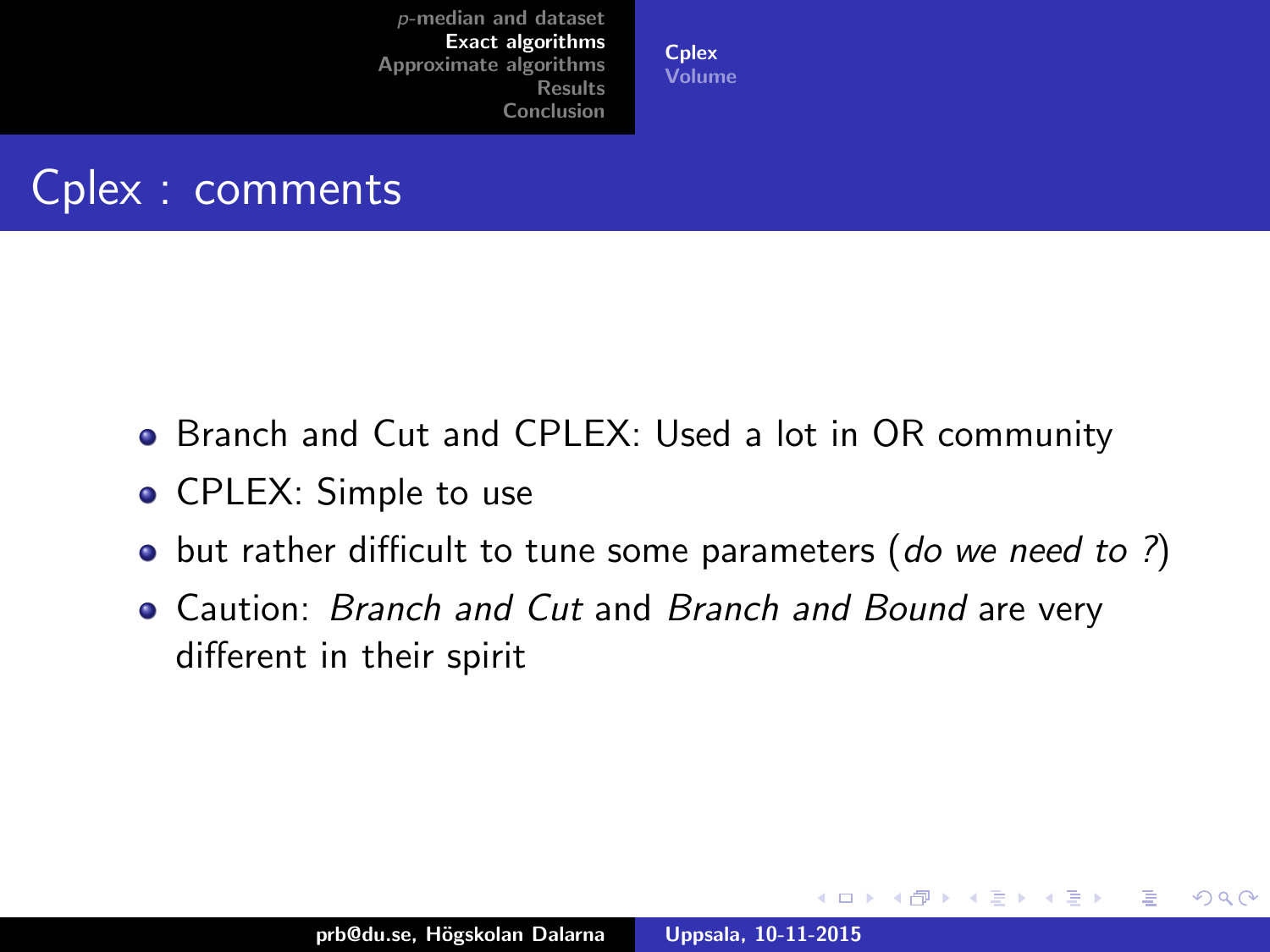# Cplex : comments

- Branch and Cut and CPLEX: Used a lot in OR community
- CPLEX: Simple to use
- but rather difficult to tune some parameters (*do we need to ?*)
- Caution: *Branch and Cut* and *Branch and Bound* are very different in their spirit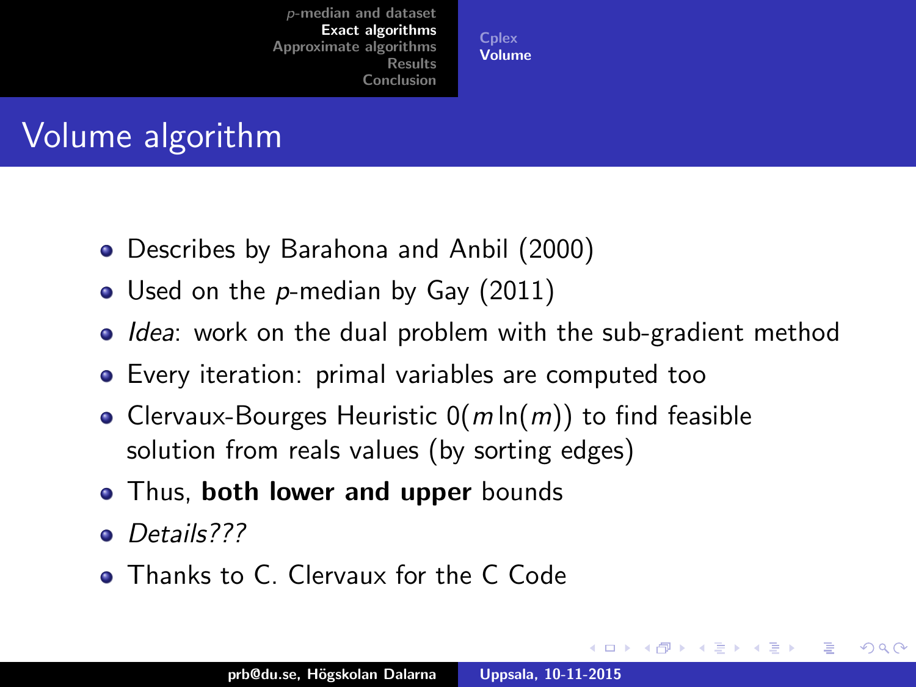# Volume algorithm

- Describes by Barahona and Anbil (2000)
- Used on the $p$-median by Gay (2011)
- *Idea*: work on the dual problem with the sub-gradient method
- Every iteration: primal variables are computed too
- Clervaux-Bourges Heuristic $0(m \ln(m))$ to find feasible solution from reals values (by sorting edges)
- Thus, **both lower and upper** bounds
- *Details???*
- Thanks to C. Clervaux for the C Code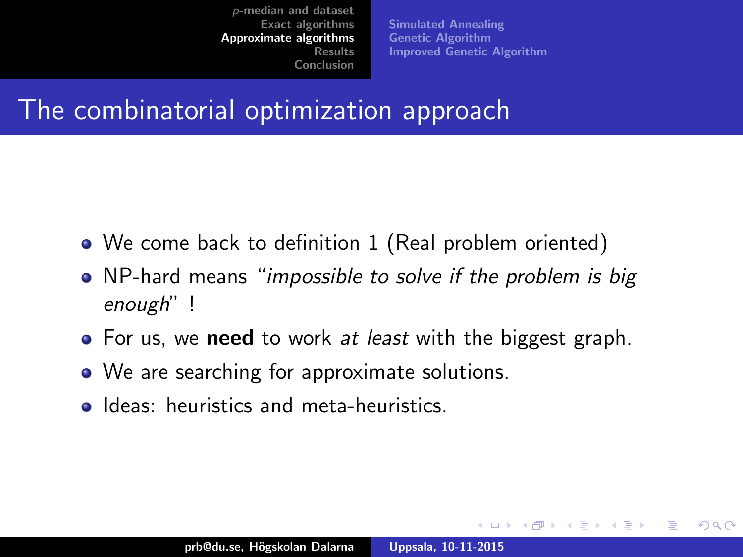# The combinatorial optimization approach

- We come back to definition 1 (Real problem oriented)
- NP-hard means "*impossible to solve if the problem is big enough*" !
- For us, we **need** to work *at least* with the biggest graph.
- We are searching for approximate solutions.
- Ideas: heuristics and meta-heuristics.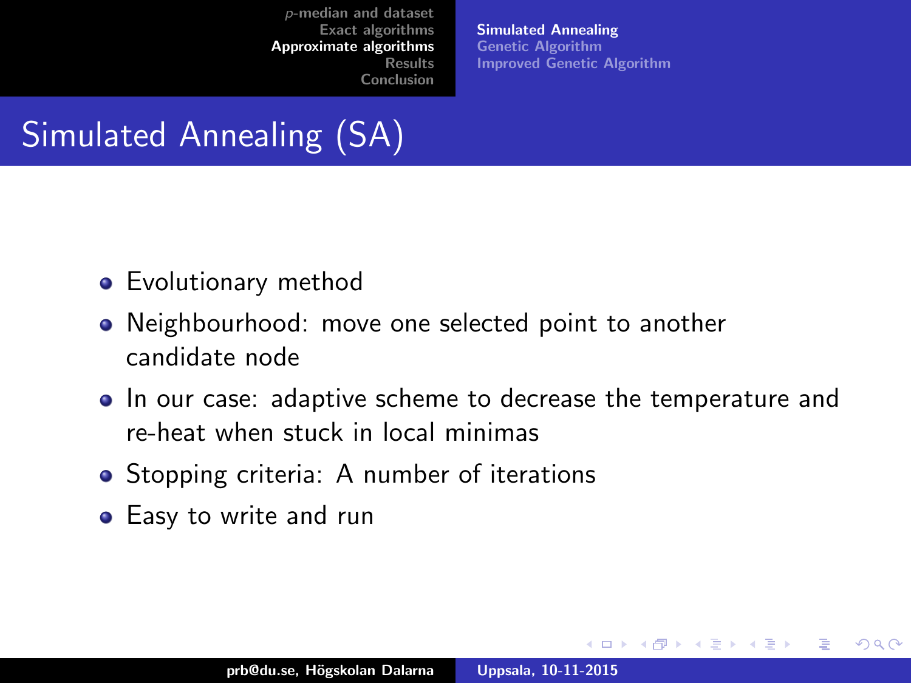# Simulated Annealing (SA)

- Evolutionary method
- Neighbourhood: move one selected point to another candidate node
- In our case: adaptive scheme to decrease the temperature and re-heat when stuck in local minimas
- Stopping criteria: A number of iterations
- Easy to write and run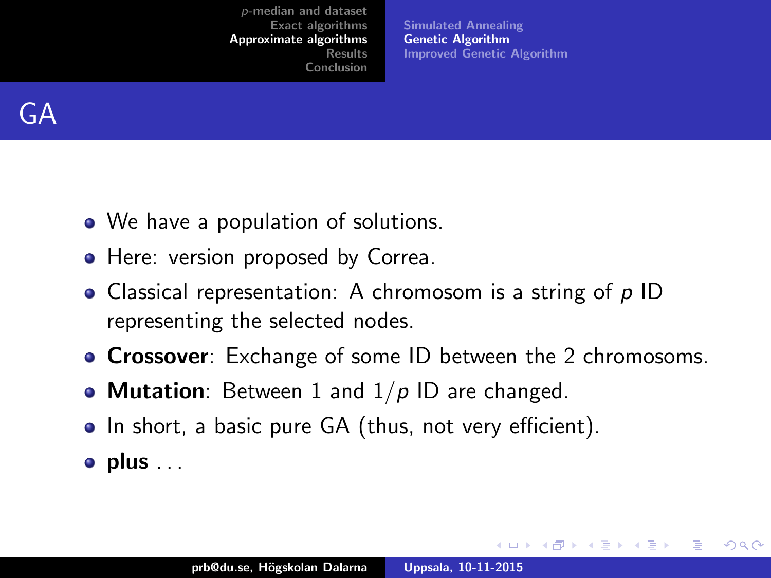# GA

- We have a population of solutions.
- Here: version proposed by Correa.
- Classical representation: A chromosom is a string of $p$ ID representing the selected nodes.
- **Crossover**: Exchange of some ID between the 2 chromosoms.
- **Mutation**: Between 1 and $1/p$ ID are changed.
- In short, a basic pure GA (thus, not very efficient).
- **plus** . . .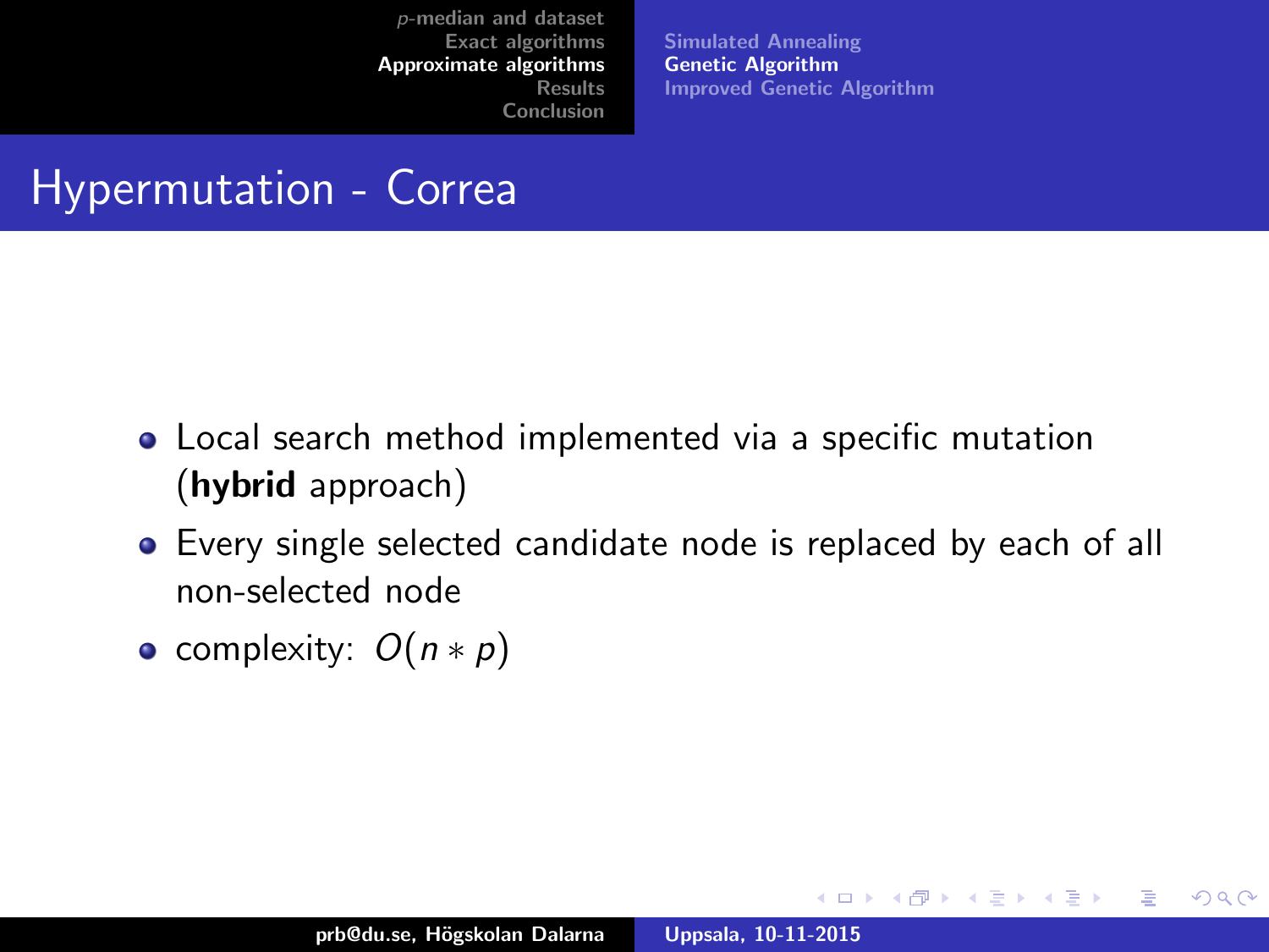# Hypermutation - Correa

- Local search method implemented via a specific mutation (**hybrid** approach)
- Every single selected candidate node is replaced by each of all non-selected node
- complexity: $O(n * p)$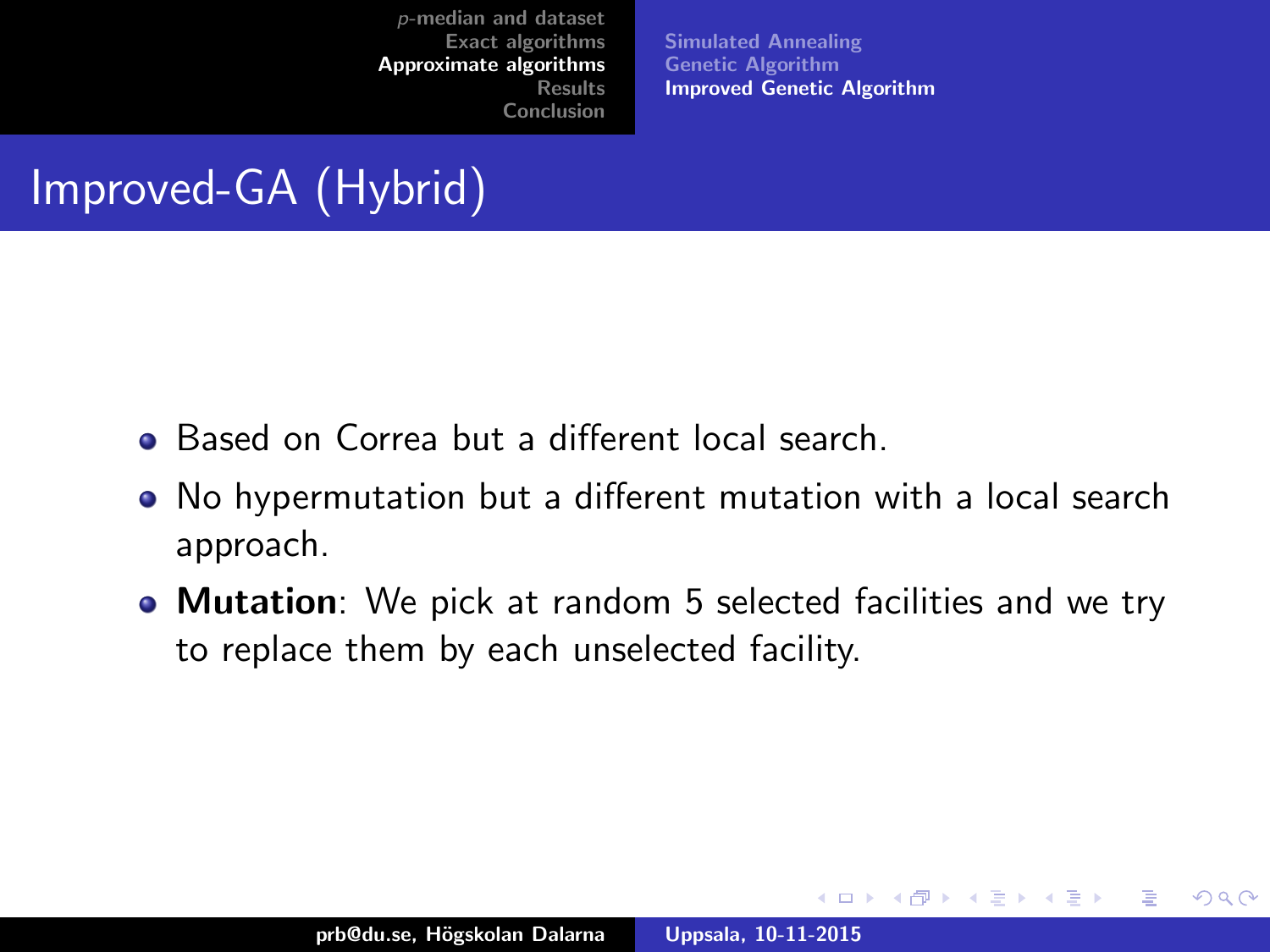# Improved-GA (Hybrid)

- Based on Correa but a different local search.
- No hypermutation but a different mutation with a local search approach.
- **Mutation**: We pick at random 5 selected facilities and we try to replace them by each unselected facility.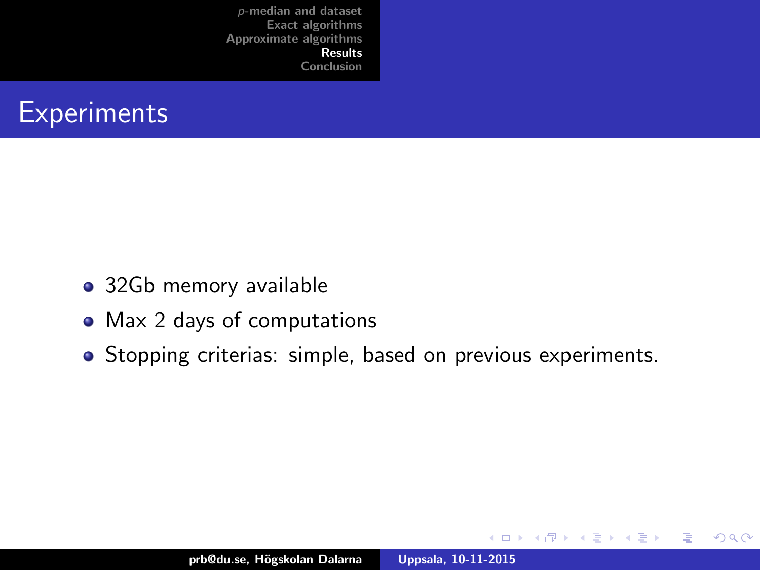# Experiments

- 32Gb memory available
- Max 2 days of computations
- Stopping criterias: simple, based on previous experiments.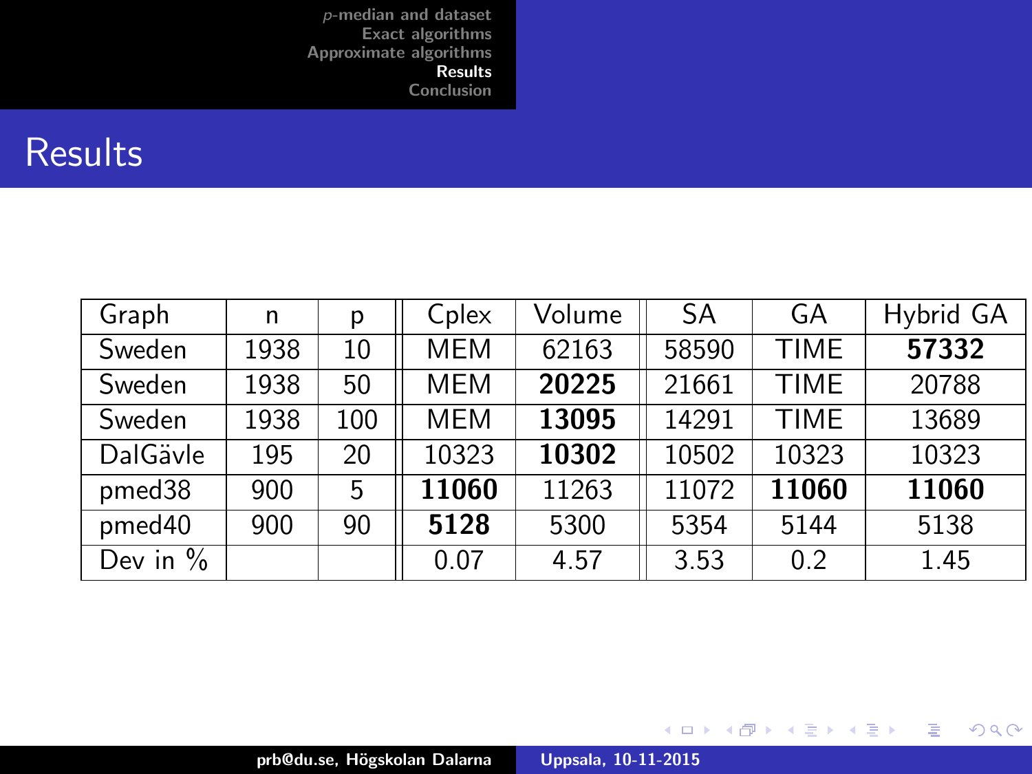# Results

| Graph | n | p | Cplex | Volume | SA | GA | Hybrid GA |
|---|---|---|---|---|---|---|---|
| Sweden | 1938 | 10 | MEM | 62163 | 58590 | TIME | **57332** |
| Sweden | 1938 | 50 | MEM | **20225** | 21661 | TIME | 20788 |
| Sweden | 1938 | 100 | MEM | **13095** | 14291 | TIME | 13689 |
| DalGävle | 195 | 20 | 10323 | **10302** | 10502 | 10323 | 10323 |
| pmed38 | 900 | 5 | **11060** | 11263 | 11072 | **11060** | **11060** |
| pmed40 | 900 | 90 | **5128** | 5300 | 5354 | 5144 | 5138 |
| Dev in % | | | 0.07 | 4.57 | 3.53 | 0.2 | 1.45 |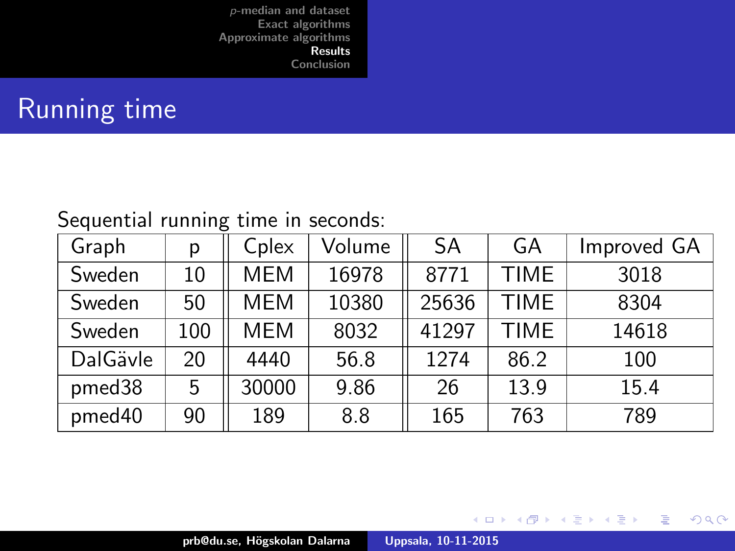# Running time

Sequential running time in seconds:

| Graph | p | Cplex | Volume | SA | GA | Improved GA |
|---|---|---|---|---|---|---|
| Sweden | 10 | MEM | 16978 | 8771 | TIME | 3018 |
| Sweden | 50 | MEM | 10380 | 25636 | TIME | 8304 |
| Sweden | 100 | MEM | 8032 | 41297 | TIME | 14618 |
| DalGävle | 20 | 4440 | 56.8 | 1274 | 86.2 | 100 |
| pmed38 | 5 | 30000 | 9.86 | 26 | 13.9 | 15.4 |
| pmed40 | 90 | 189 | 8.8 | 165 | 763 | 789 |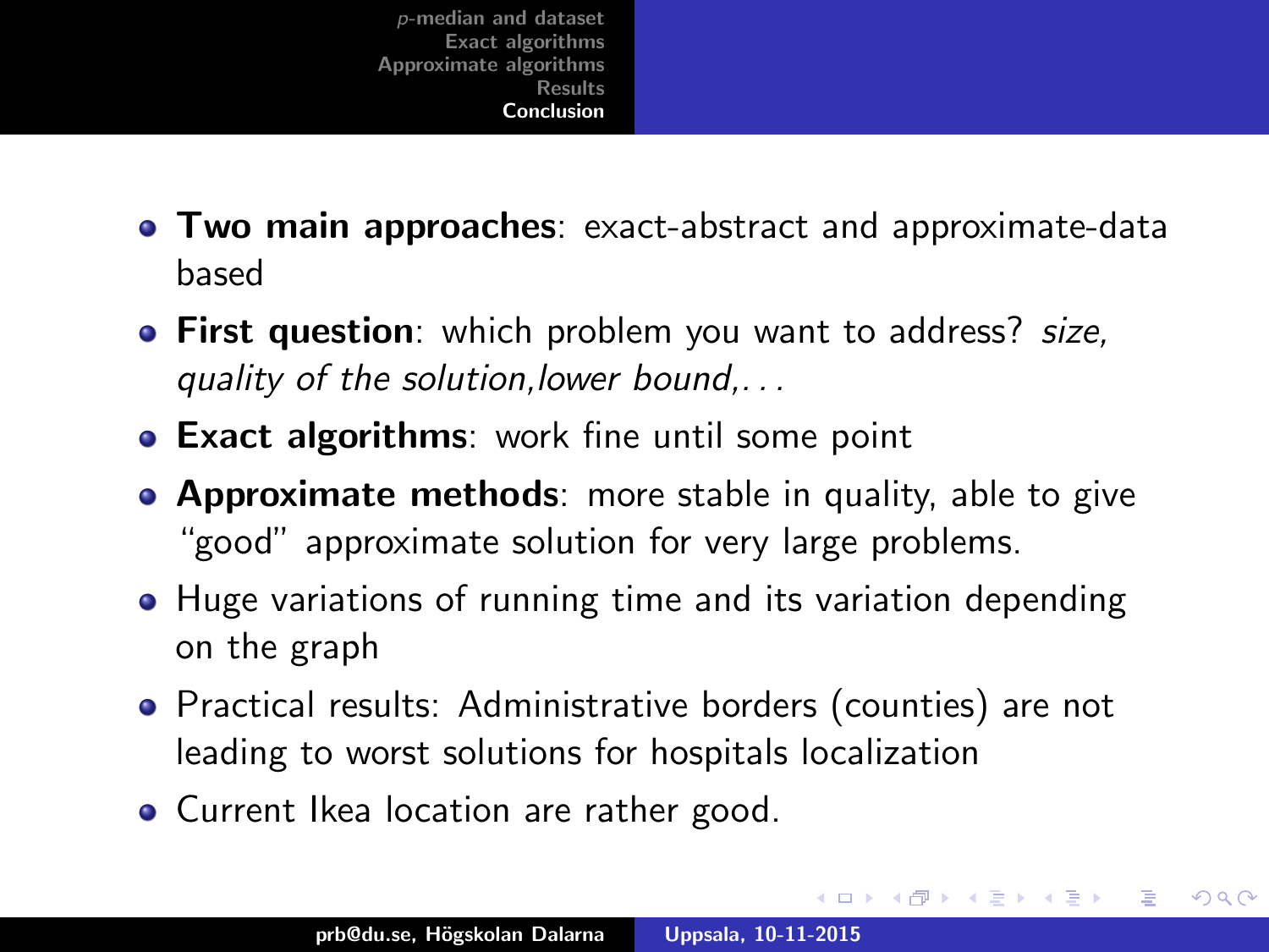- **Two main approaches**: exact-abstract and approximate-data based
- **First question**: which problem you want to address? *size, quality of the solution,lower bound,...*
- **Exact algorithms**: work fine until some point
- **Approximate methods**: more stable in quality, able to give "good" approximate solution for very large problems.
- Huge variations of running time and its variation depending on the graph
- Practical results: Administrative borders (counties) are not leading to worst solutions for hospitals localization
- Current Ikea location are rather good.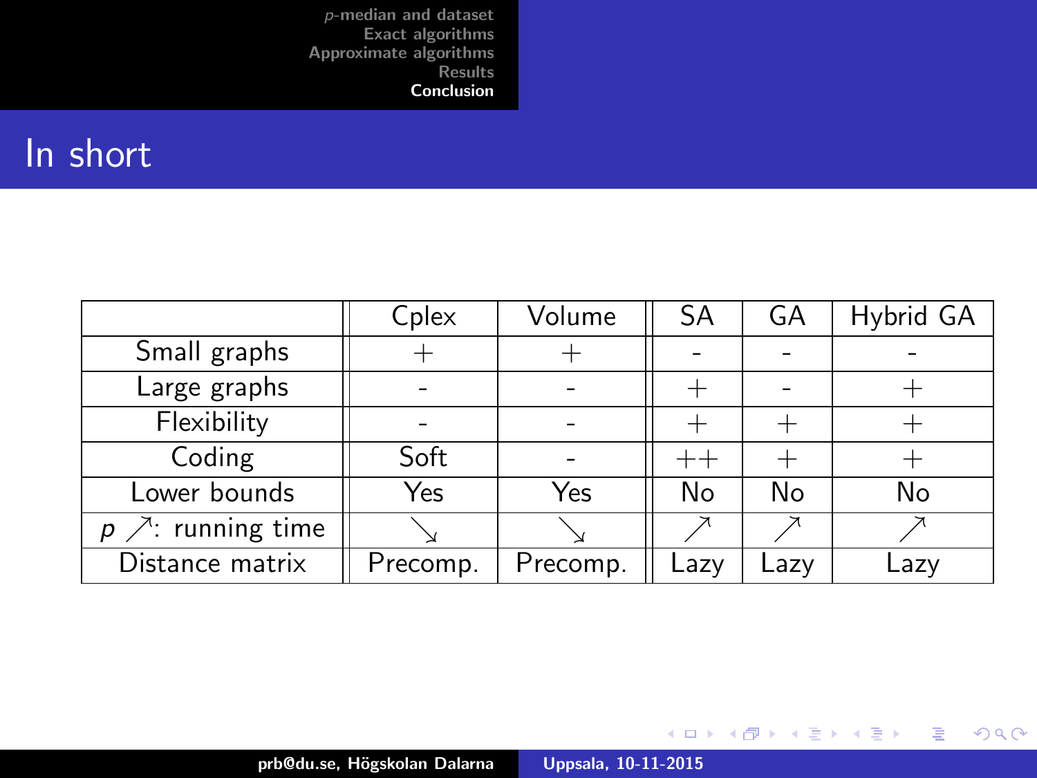## In short

| | Cplex | Volume | SA | GA | Hybrid GA |
|---|---|---|---|---|---|
| Small graphs | + | + | - | - | - |
| Large graphs | - | - | + | - | + |
| Flexibility | - | - | + | + | + |
| Coding | Soft | - | ++ | + | + |
| Lower bounds | Yes | Yes | No | No | No |
| $p \nearrow$: running time | $\searrow$ | $\searrow$ | $\nearrow$ | $\nearrow$ | $\nearrow$ |
| Distance matrix | Precomp. | Precomp. | Lazy | Lazy | Lazy |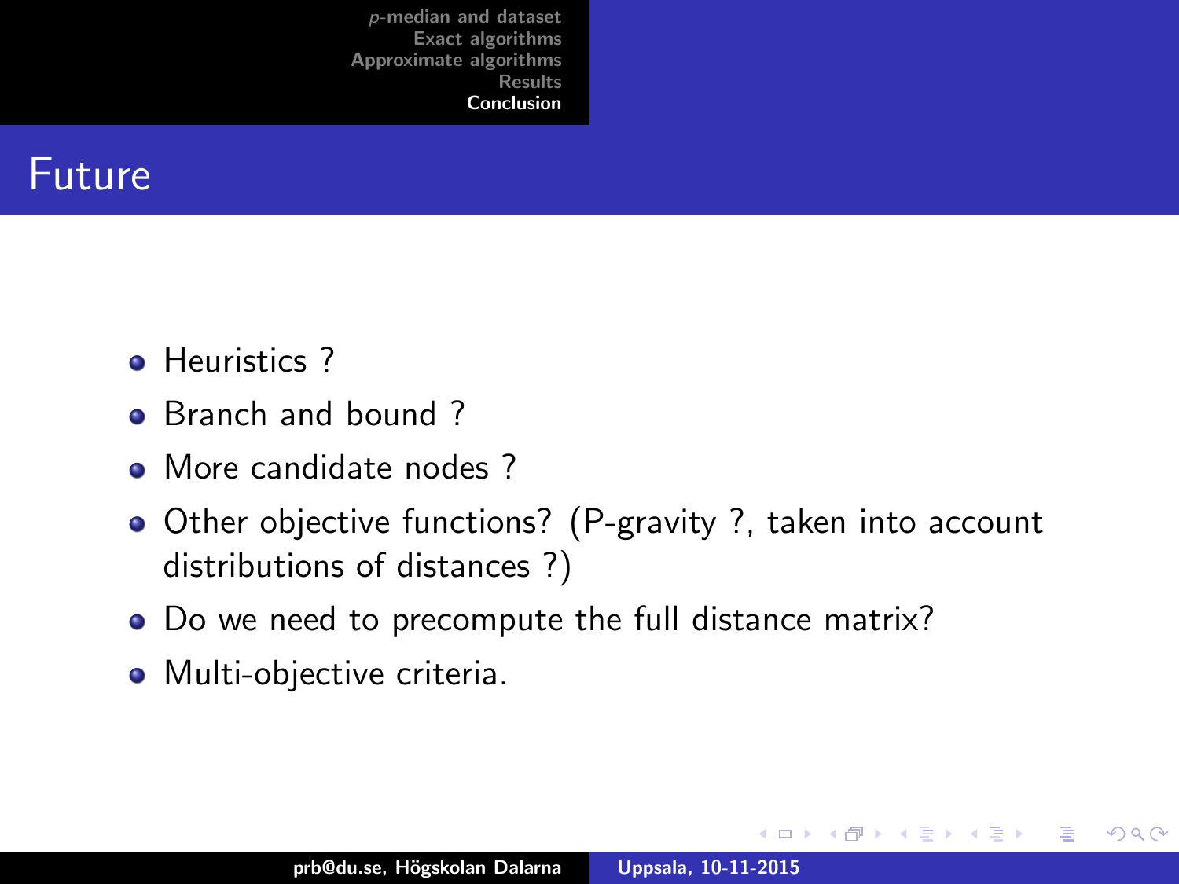# Future

- Heuristics ?
- Branch and bound ?
- More candidate nodes ?
- Other objective functions? (P-gravity ?, taken into account distributions of distances ?)
- Do we need to precompute the full distance matrix?
- Multi-objective criteria.